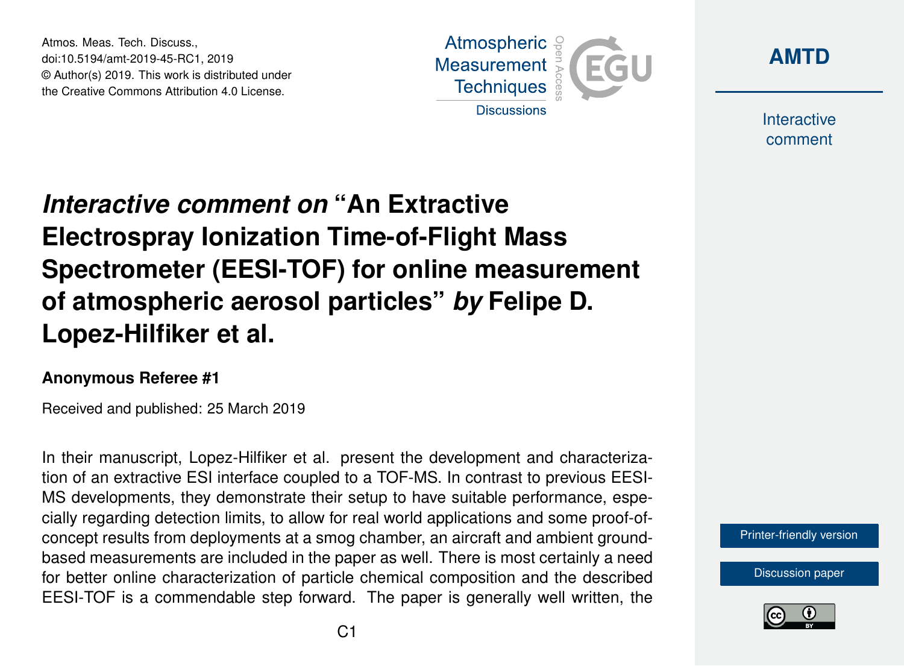# *Interactive comment on* "An Extractive Electrospray Ionization Time-of-Flight Mass Spectrometer (EESI-TOF) for online measurement of atmospheric aerosol particles" *by* Felipe D. Lopez-Hilfiker et al.

**Anonymous Referee #1**

Received and published: 25 March 2019

In their manuscript, Lopez-Hilfiker et al. present the development and characterization of an extractive ESI interface coupled to a TOF-MS. In contrast to previous EESI-MS developments, they demonstrate their setup to have suitable performance, especially regarding detection limits, to allow for real world applications and some proof-of-concept results from deployments at a smog chamber, an aircraft and ambient ground-based measurements are included in the paper as well. There is most certainly a need for better online characterization of particle chemical composition and the described EESI-TOF is a commendable step forward. The paper is generally well written, the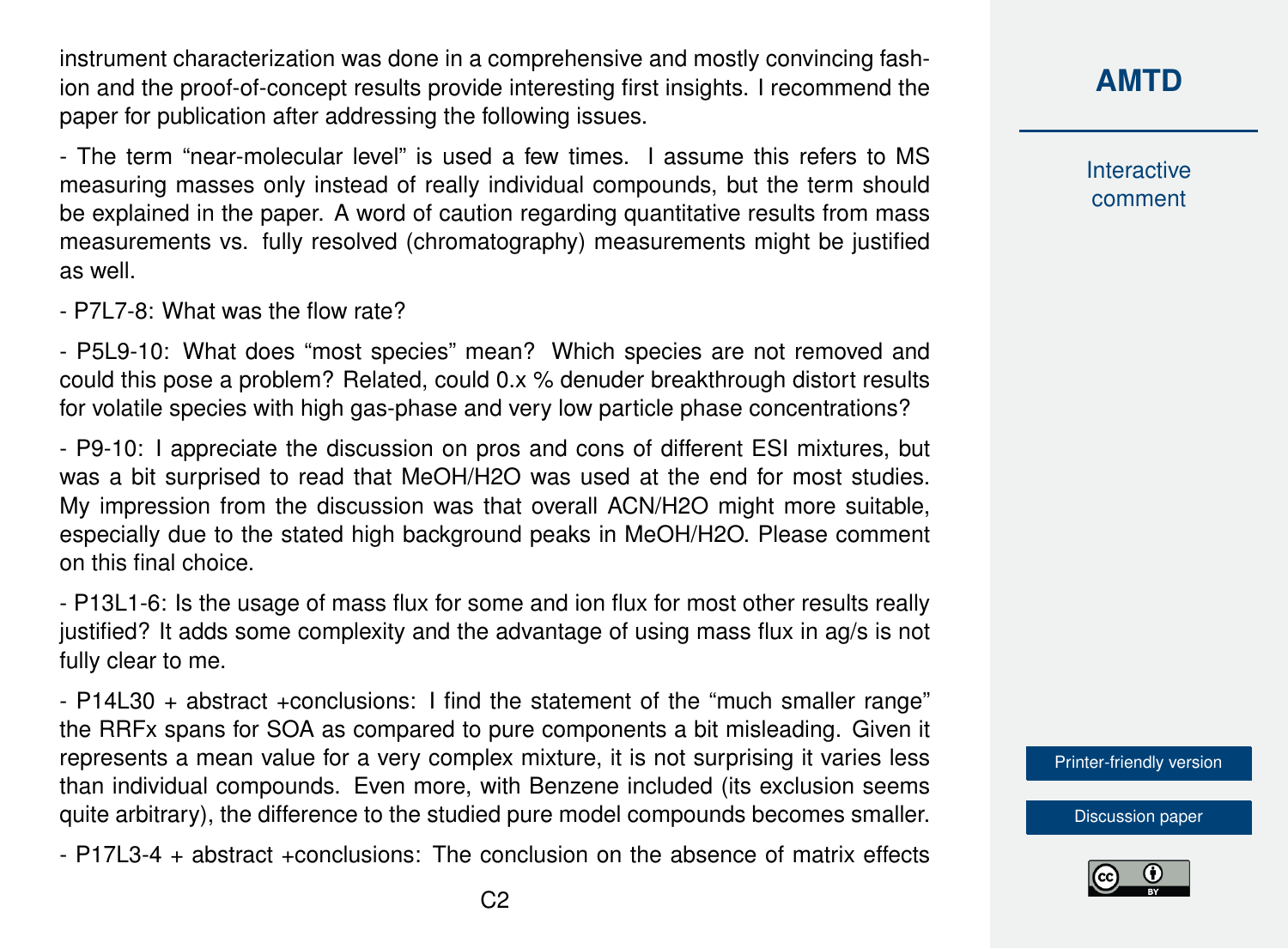instrument characterization was done in a comprehensive and mostly convincing fashion and the proof-of-concept results provide interesting first insights. I recommend the paper for publication after addressing the following issues.

- The term "near-molecular level" is used a few times. I assume this refers to MS measuring masses only instead of really individual compounds, but the term should be explained in the paper. A word of caution regarding quantitative results from mass measurements vs. fully resolved (chromatography) measurements might be justified as well.

- P7L7-8: What was the flow rate?

- P5L9-10: What does "most species" mean? Which species are not removed and could this pose a problem? Related, could 0.x % denuder breakthrough distort results for volatile species with high gas-phase and very low particle phase concentrations?

- P9-10: I appreciate the discussion on pros and cons of different ESI mixtures, but was a bit surprised to read that MeOH/H2O was used at the end for most studies. My impression from the discussion was that overall ACN/H2O might more suitable, especially due to the stated high background peaks in MeOH/H2O. Please comment on this final choice.

- P13L1-6: Is the usage of mass flux for some and ion flux for most other results really justified? It adds some complexity and the advantage of using mass flux in ag/s is not fully clear to me.

- P14L30 + abstract +conclusions: I find the statement of the "much smaller range" the RRFx spans for SOA as compared to pure components a bit misleading. Given it represents a mean value for a very complex mixture, it is not surprising it varies less than individual compounds. Even more, with Benzene included (its exclusion seems quite arbitrary), the difference to the studied pure model compounds becomes smaller.

- P17L3-4 + abstract +conclusions: The conclusion on the absence of matrix effects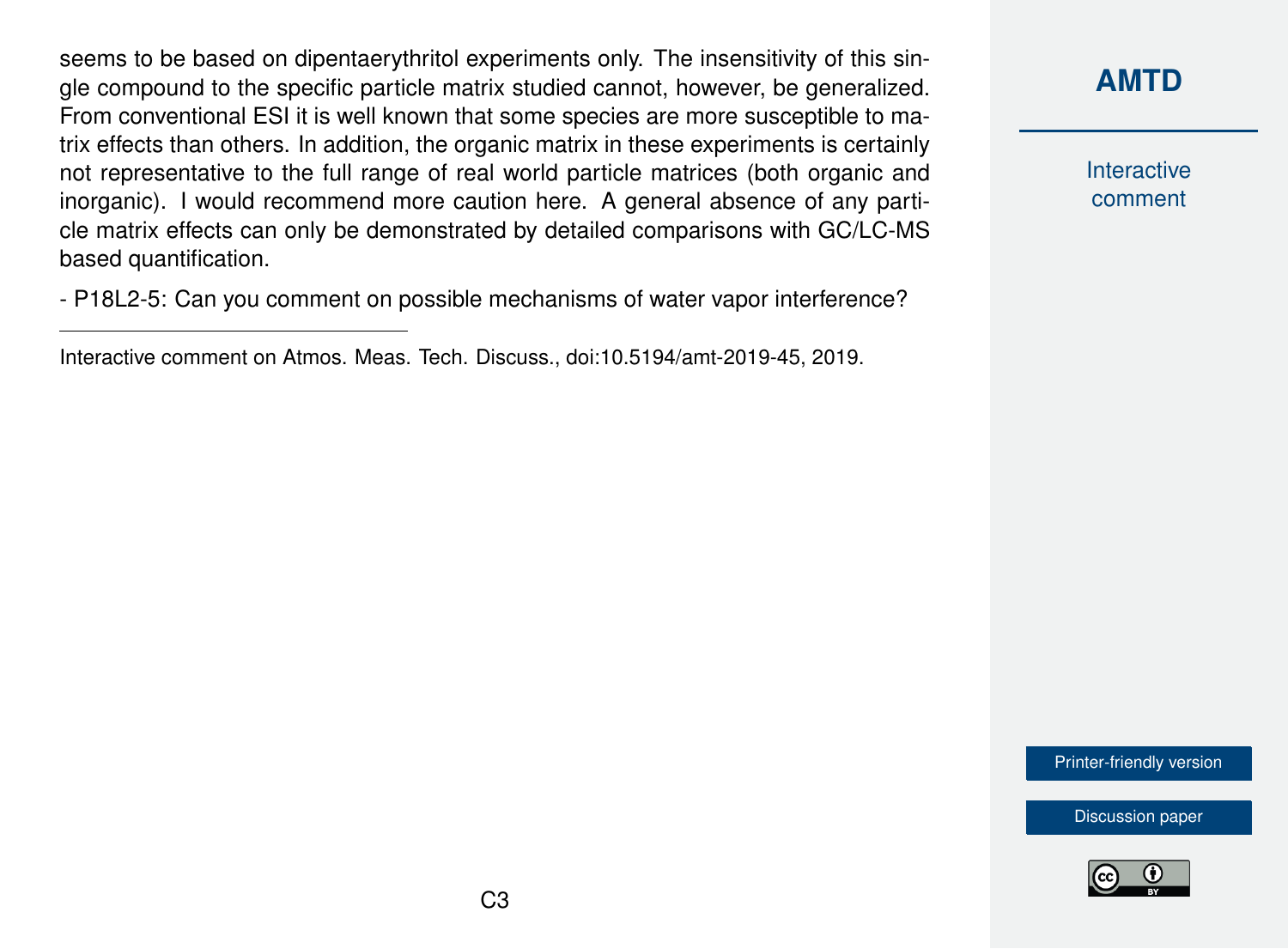seems to be based on dipentaerythritol experiments only. The insensitivity of this single compound to the specific particle matrix studied cannot, however, be generalized. From conventional ESI it is well known that some species are more susceptible to matrix effects than others. In addition, the organic matrix in these experiments is certainly not representative to the full range of real world particle matrices (both organic and inorganic). I would recommend more caution here. A general absence of any particle matrix effects can only be demonstrated by detailed comparisons with GC/LC-MS based quantification.

- P18L2-5: Can you comment on possible mechanisms of water vapor interference?

---

Interactive comment on Atmos. Meas. Tech. Discuss., doi:10.5194/amt-2019-45, 2019.